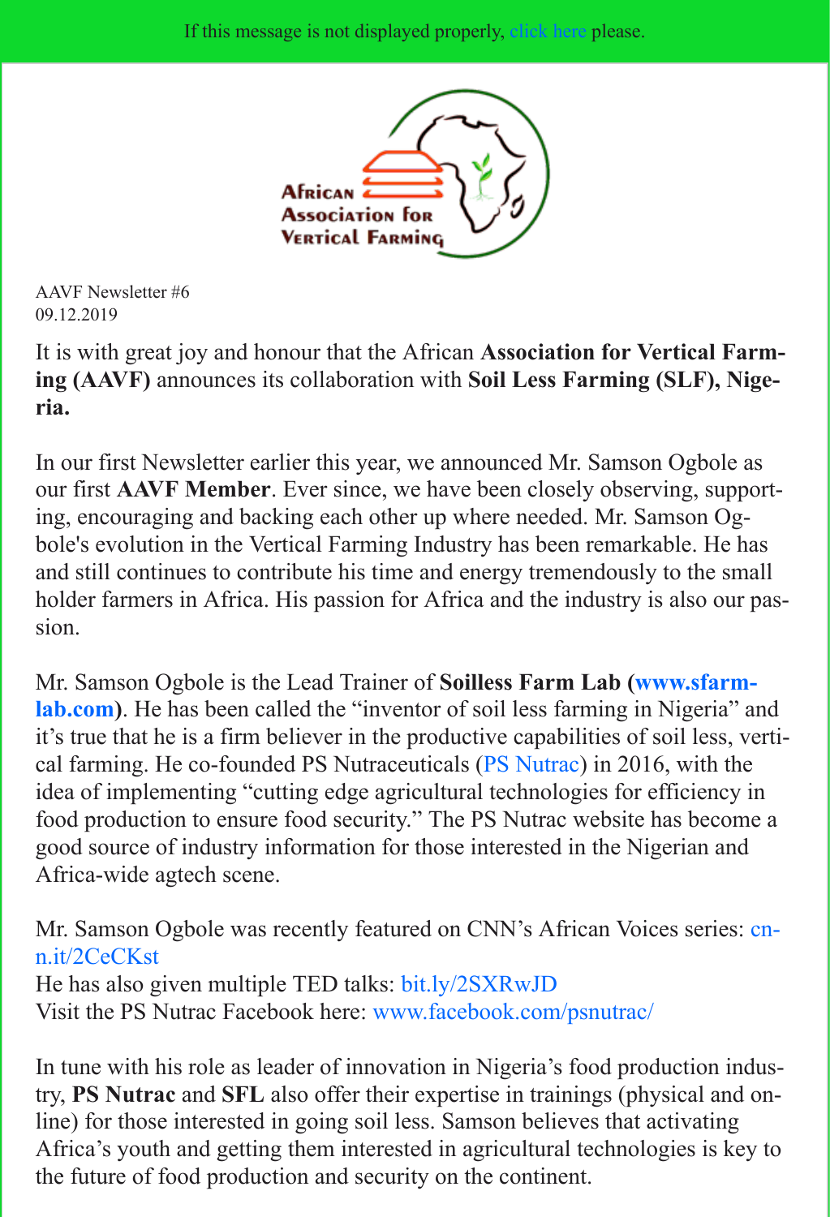If this message is not displayed properly, click here please.

African Association for Vertical Farming

AAVF Newsletter #6
09.12.2019

It is with great joy and honour that the African **Association for Vertical Farming (AAVF)** announces its collaboration with **Soil Less Farming (SLF), Nigeria.**

In our first Newsletter earlier this year, we announced Mr. Samson Ogbole as our first **AAVF Member**. Ever since, we have been closely observing, supporting, encouraging and backing each other up where needed. Mr. Samson Ogbole's evolution in the Vertical Farming Industry has been remarkable. He has and still continues to contribute his time and energy tremendously to the small holder farmers in Africa. His passion for Africa and the industry is also our passion.

Mr. Samson Ogbole is the Lead Trainer of **Soilless Farm Lab (www.sfarmlab.com)**. He has been called the "inventor of soil less farming in Nigeria" and it's true that he is a firm believer in the productive capabilities of soil less, vertical farming. He co-founded PS Nutraceuticals (PS Nutrac) in 2016, with the idea of implementing "cutting edge agricultural technologies for efficiency in food production to ensure food security." The PS Nutrac website has become a good source of industry information for those interested in the Nigerian and Africa-wide agtech scene.

Mr. Samson Ogbole was recently featured on CNN's African Voices series: cnn.it/2CeCKst
He has also given multiple TED talks: bit.ly/2SXRwJD
Visit the PS Nutrac Facebook here: www.facebook.com/psnutrac/

In tune with his role as leader of innovation in Nigeria's food production industry, **PS Nutrac** and **SFL** also offer their expertise in trainings (physical and online) for those interested in going soil less. Samson believes that activating Africa's youth and getting them interested in agricultural technologies is key to the future of food production and security on the continent.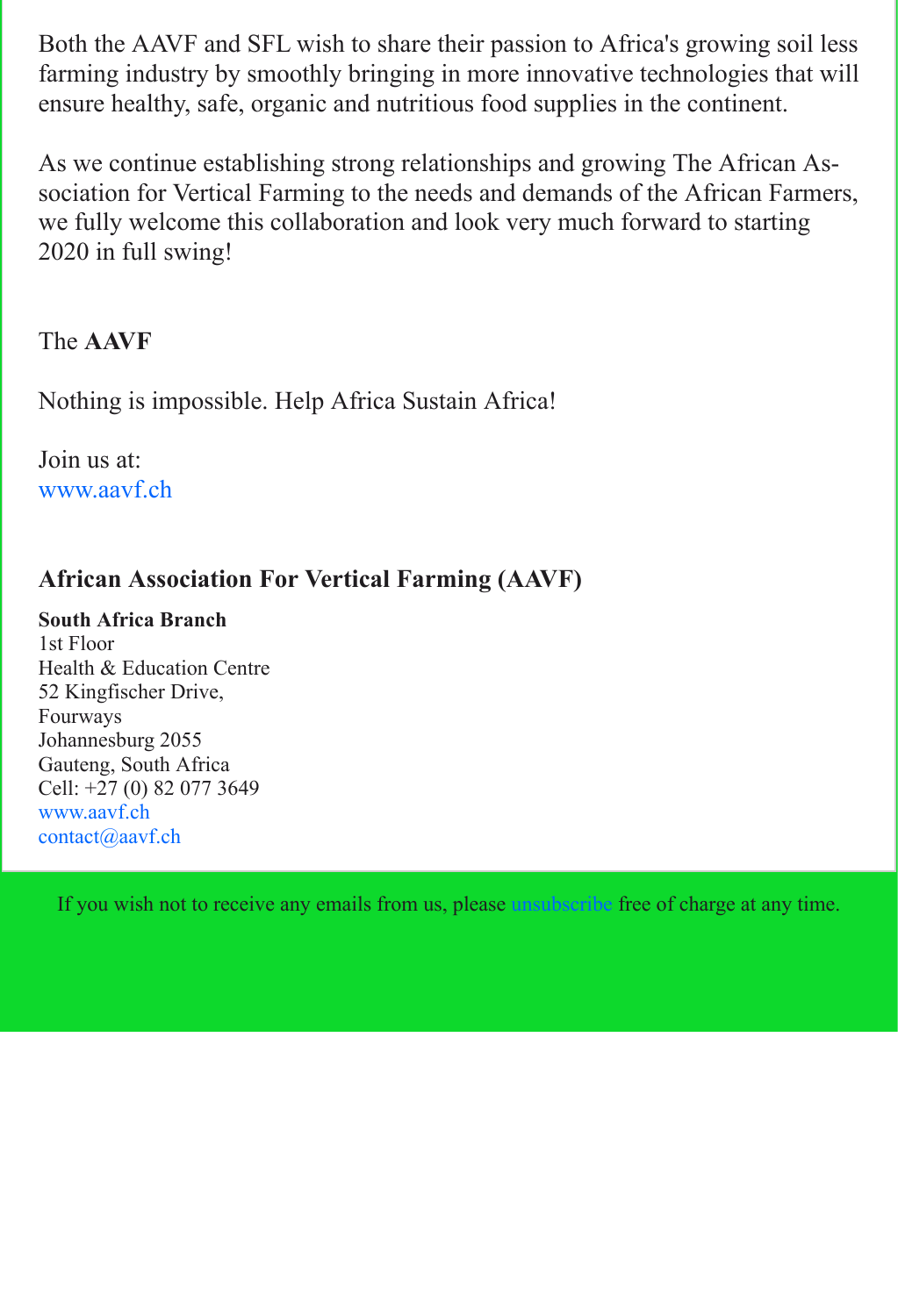Both the AAVF and SFL wish to share their passion to Africa's growing soil less farming industry by smoothly bringing in more innovative technologies that will ensure healthy, safe, organic and nutritious food supplies in the continent.

As we continue establishing strong relationships and growing The African Association for Vertical Farming to the needs and demands of the African Farmers, we fully welcome this collaboration and look very much forward to starting 2020 in full swing!

The **AAVF**

Nothing is impossible. Help Africa Sustain Africa!

Join us at:
www.aavf.ch

## African Association For Vertical Farming (AAVF)

**South Africa Branch**
1st Floor
Health & Education Centre
52 Kingfischer Drive,
Fourways
Johannesburg 2055
Gauteng, South Africa
Cell: +27 (0) 82 077 3649
www.aavf.ch
contact@aavf.ch

If you wish not to receive any emails from us, please unsubscribe free of charge at any time.